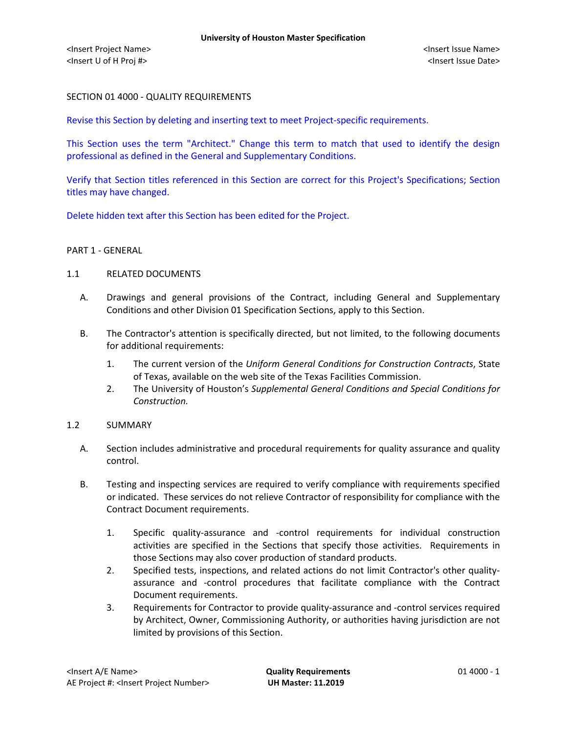SECTION 01 4000 - QUALITY REQUIREMENTS

Revise this Section by deleting and inserting text to meet Project-specific requirements.

This Section uses the term "Architect." Change this term to match that used to identify the design professional as defined in the General and Supplementary Conditions.

Verify that Section titles referenced in this Section are correct for this Project's Specifications; Section titles may have changed.

Delete hidden text after this Section has been edited for the Project.

PART 1 - GENERAL

1.1 RELATED DOCUMENTS

A. Drawings and general provisions of the Contract, including General and Supplementary Conditions and other Division 01 Specification Sections, apply to this Section.

B. The Contractor's attention is specifically directed, but not limited, to the following documents for additional requirements:

1. The current version of the *Uniform General Conditions for Construction Contracts*, State of Texas, available on the web site of the Texas Facilities Commission.
2. The University of Houston's *Supplemental General Conditions and Special Conditions for Construction.*

1.2 SUMMARY

A. Section includes administrative and procedural requirements for quality assurance and quality control.

B. Testing and inspecting services are required to verify compliance with requirements specified or indicated. These services do not relieve Contractor of responsibility for compliance with the Contract Document requirements.

1. Specific quality-assurance and -control requirements for individual construction activities are specified in the Sections that specify those activities. Requirements in those Sections may also cover production of standard products.
2. Specified tests, inspections, and related actions do not limit Contractor's other quality-assurance and -control procedures that facilitate compliance with the Contract Document requirements.
3. Requirements for Contractor to provide quality-assurance and -control services required by Architect, Owner, Commissioning Authority, or authorities having jurisdiction are not limited by provisions of this Section.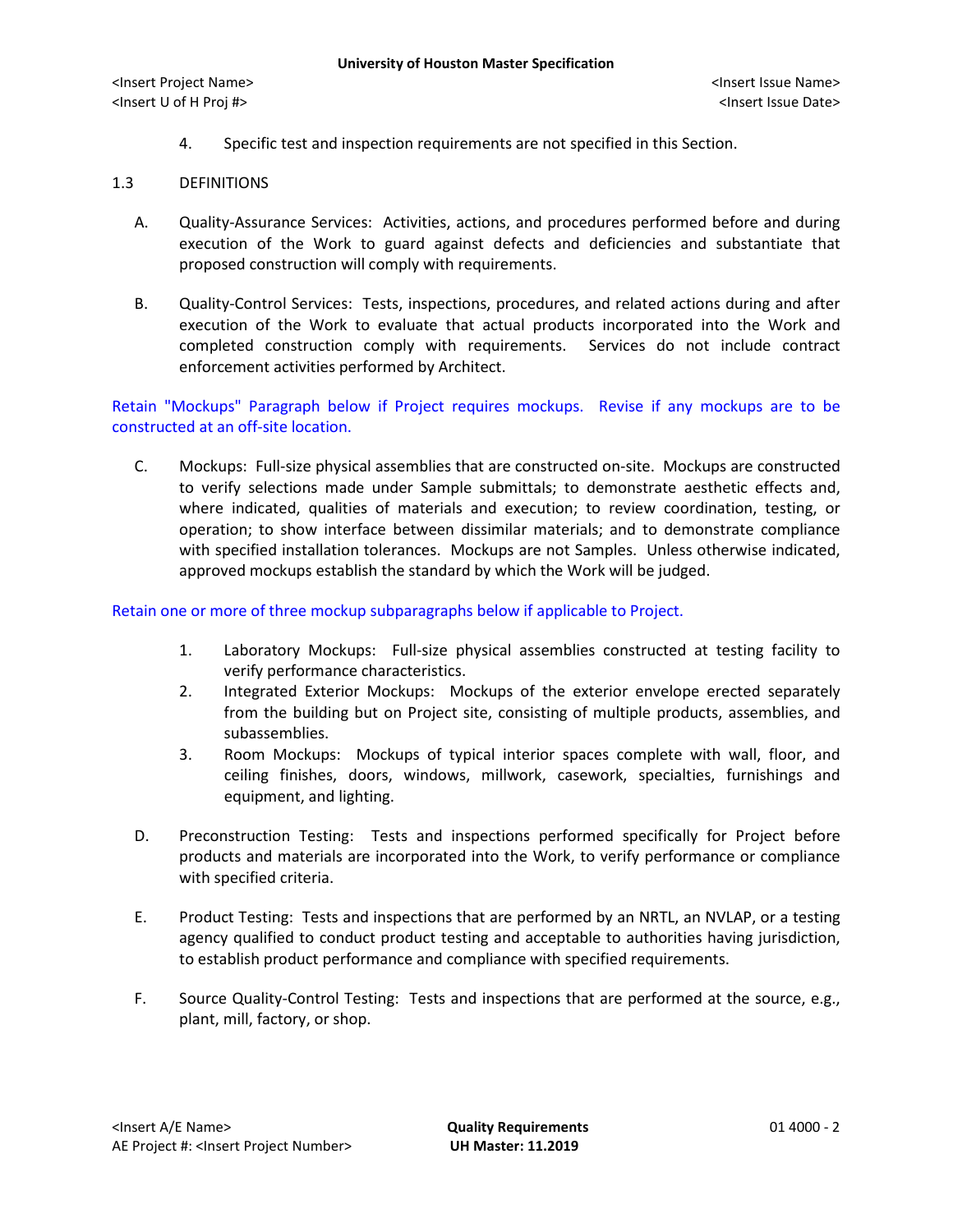4. Specific test and inspection requirements are not specified in this Section.

## 1.3 DEFINITIONS

A. Quality-Assurance Services: Activities, actions, and procedures performed before and during execution of the Work to guard against defects and deficiencies and substantiate that proposed construction will comply with requirements.

B. Quality-Control Services: Tests, inspections, procedures, and related actions during and after execution of the Work to evaluate that actual products incorporated into the Work and completed construction comply with requirements. Services do not include contract enforcement activities performed by Architect.

Retain "Mockups" Paragraph below if Project requires mockups. Revise if any mockups are to be constructed at an off-site location.

C. Mockups: Full-size physical assemblies that are constructed on-site. Mockups are constructed to verify selections made under Sample submittals; to demonstrate aesthetic effects and, where indicated, qualities of materials and execution; to review coordination, testing, or operation; to show interface between dissimilar materials; and to demonstrate compliance with specified installation tolerances. Mockups are not Samples. Unless otherwise indicated, approved mockups establish the standard by which the Work will be judged.

Retain one or more of three mockup subparagraphs below if applicable to Project.

1. Laboratory Mockups: Full-size physical assemblies constructed at testing facility to verify performance characteristics.
2. Integrated Exterior Mockups: Mockups of the exterior envelope erected separately from the building but on Project site, consisting of multiple products, assemblies, and subassemblies.
3. Room Mockups: Mockups of typical interior spaces complete with wall, floor, and ceiling finishes, doors, windows, millwork, casework, specialties, furnishings and equipment, and lighting.

D. Preconstruction Testing: Tests and inspections performed specifically for Project before products and materials are incorporated into the Work, to verify performance or compliance with specified criteria.

E. Product Testing: Tests and inspections that are performed by an NRTL, an NVLAP, or a testing agency qualified to conduct product testing and acceptable to authorities having jurisdiction, to establish product performance and compliance with specified requirements.

F. Source Quality-Control Testing: Tests and inspections that are performed at the source, e.g., plant, mill, factory, or shop.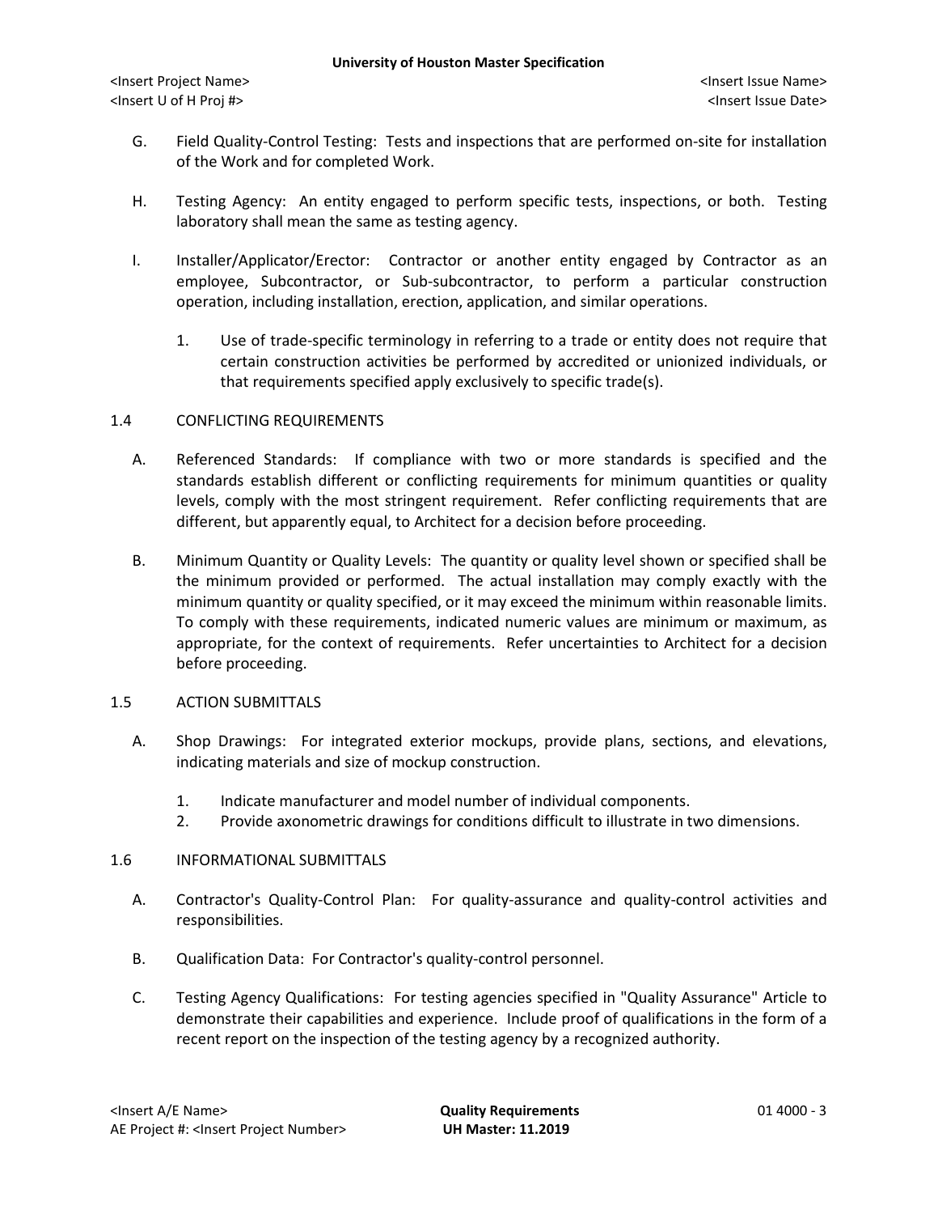G. Field Quality-Control Testing: Tests and inspections that are performed on-site for installation of the Work and for completed Work.

H. Testing Agency: An entity engaged to perform specific tests, inspections, or both. Testing laboratory shall mean the same as testing agency.

I. Installer/Applicator/Erector: Contractor or another entity engaged by Contractor as an employee, Subcontractor, or Sub-subcontractor, to perform a particular construction operation, including installation, erection, application, and similar operations.

   1. Use of trade-specific terminology in referring to a trade or entity does not require that certain construction activities be performed by accredited or unionized individuals, or that requirements specified apply exclusively to specific trade(s).

## 1.4 CONFLICTING REQUIREMENTS

A. Referenced Standards: If compliance with two or more standards is specified and the standards establish different or conflicting requirements for minimum quantities or quality levels, comply with the most stringent requirement. Refer conflicting requirements that are different, but apparently equal, to Architect for a decision before proceeding.

B. Minimum Quantity or Quality Levels: The quantity or quality level shown or specified shall be the minimum provided or performed. The actual installation may comply exactly with the minimum quantity or quality specified, or it may exceed the minimum within reasonable limits. To comply with these requirements, indicated numeric values are minimum or maximum, as appropriate, for the context of requirements. Refer uncertainties to Architect for a decision before proceeding.

## 1.5 ACTION SUBMITTALS

A. Shop Drawings: For integrated exterior mockups, provide plans, sections, and elevations, indicating materials and size of mockup construction.

   1. Indicate manufacturer and model number of individual components.
   2. Provide axonometric drawings for conditions difficult to illustrate in two dimensions.

## 1.6 INFORMATIONAL SUBMITTALS

A. Contractor's Quality-Control Plan: For quality-assurance and quality-control activities and responsibilities.

B. Qualification Data: For Contractor's quality-control personnel.

C. Testing Agency Qualifications: For testing agencies specified in "Quality Assurance" Article to demonstrate their capabilities and experience. Include proof of qualifications in the form of a recent report on the inspection of the testing agency by a recognized authority.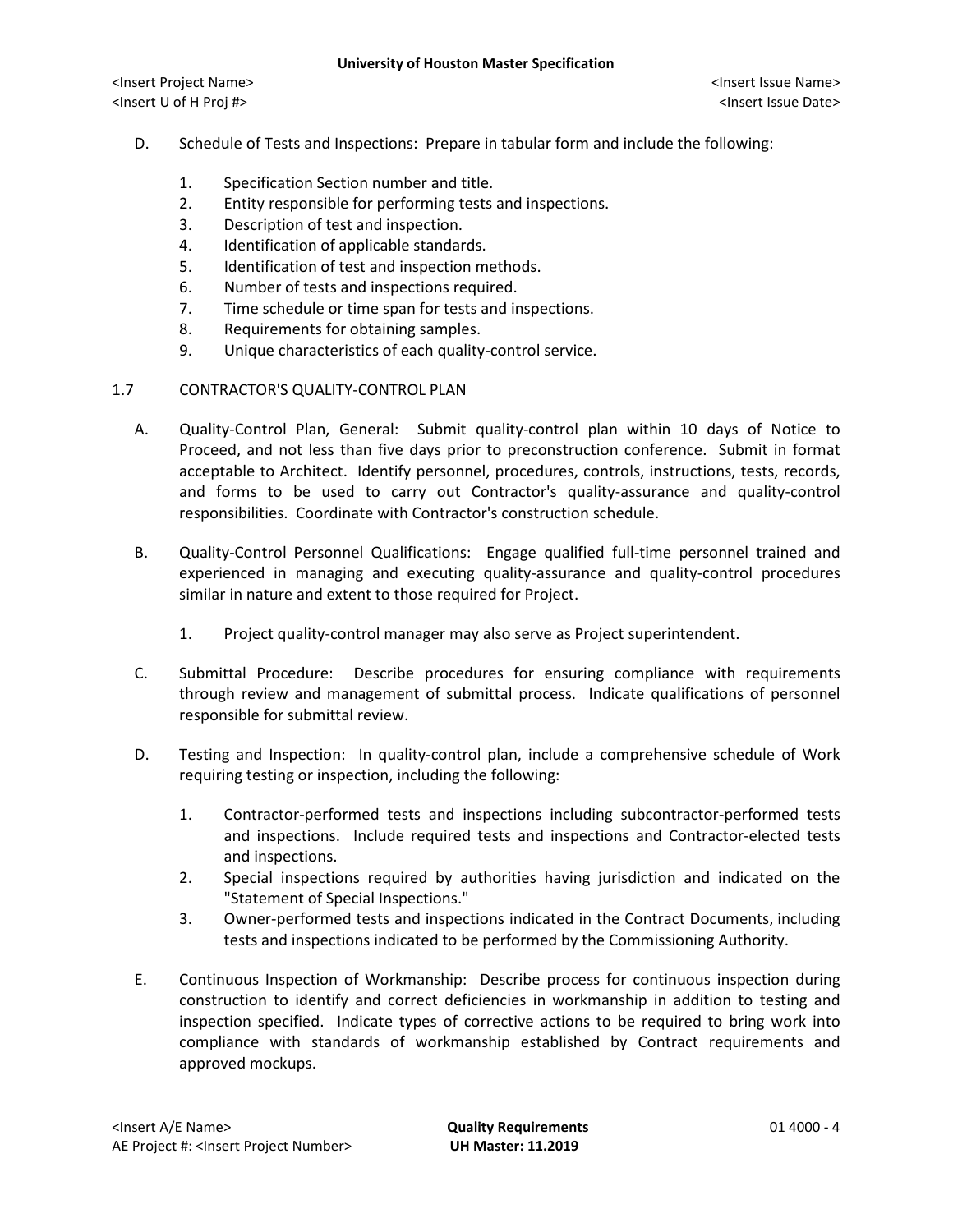D. Schedule of Tests and Inspections: Prepare in tabular form and include the following:

1. Specification Section number and title.
2. Entity responsible for performing tests and inspections.
3. Description of test and inspection.
4. Identification of applicable standards.
5. Identification of test and inspection methods.
6. Number of tests and inspections required.
7. Time schedule or time span for tests and inspections.
8. Requirements for obtaining samples.
9. Unique characteristics of each quality-control service.

## 1.7 CONTRACTOR'S QUALITY-CONTROL PLAN

A. Quality-Control Plan, General: Submit quality-control plan within 10 days of Notice to Proceed, and not less than five days prior to preconstruction conference. Submit in format acceptable to Architect. Identify personnel, procedures, controls, instructions, tests, records, and forms to be used to carry out Contractor's quality-assurance and quality-control responsibilities. Coordinate with Contractor's construction schedule.

B. Quality-Control Personnel Qualifications: Engage qualified full-time personnel trained and experienced in managing and executing quality-assurance and quality-control procedures similar in nature and extent to those required for Project.

1. Project quality-control manager may also serve as Project superintendent.

C. Submittal Procedure: Describe procedures for ensuring compliance with requirements through review and management of submittal process. Indicate qualifications of personnel responsible for submittal review.

D. Testing and Inspection: In quality-control plan, include a comprehensive schedule of Work requiring testing or inspection, including the following:

1. Contractor-performed tests and inspections including subcontractor-performed tests and inspections. Include required tests and inspections and Contractor-elected tests and inspections.
2. Special inspections required by authorities having jurisdiction and indicated on the "Statement of Special Inspections."
3. Owner-performed tests and inspections indicated in the Contract Documents, including tests and inspections indicated to be performed by the Commissioning Authority.

E. Continuous Inspection of Workmanship: Describe process for continuous inspection during construction to identify and correct deficiencies in workmanship in addition to testing and inspection specified. Indicate types of corrective actions to be required to bring work into compliance with standards of workmanship established by Contract requirements and approved mockups.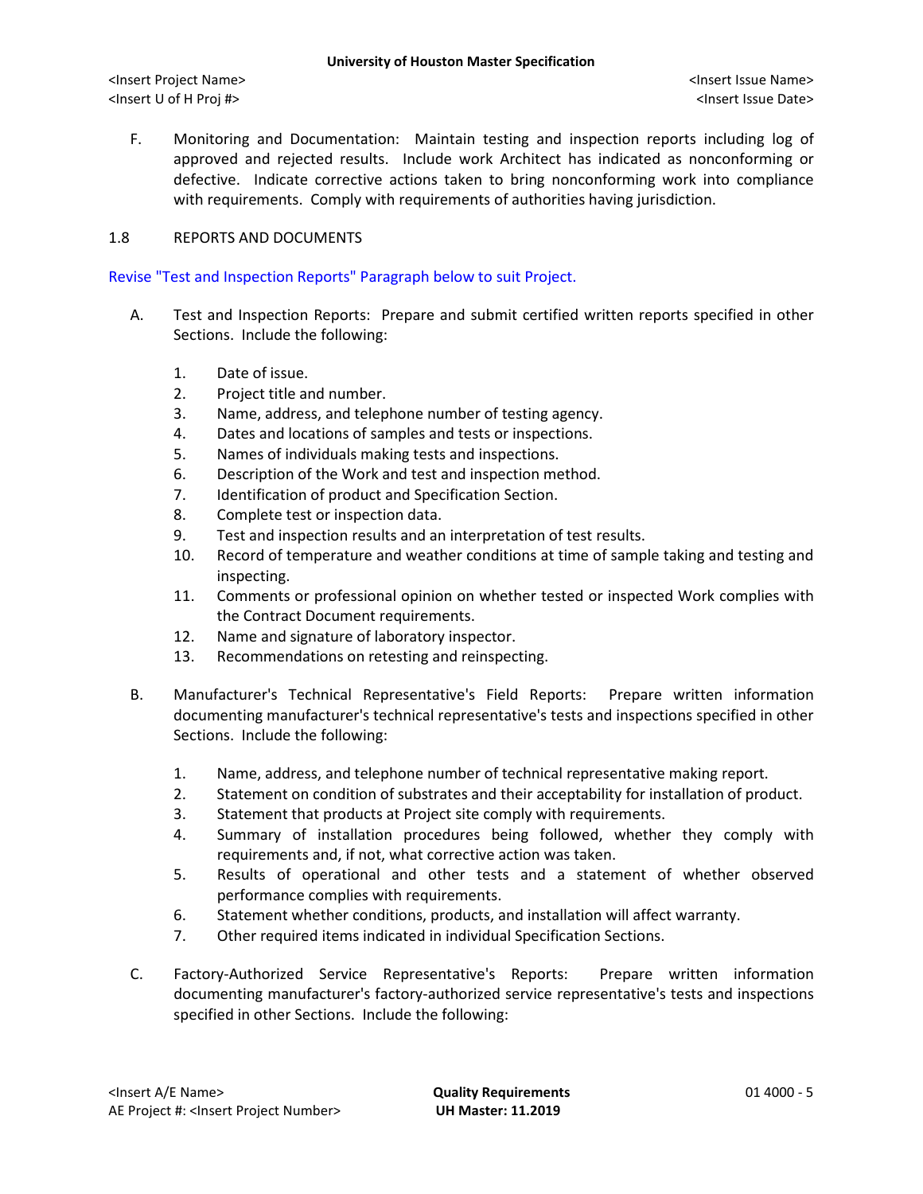F. Monitoring and Documentation: Maintain testing and inspection reports including log of approved and rejected results. Include work Architect has indicated as nonconforming or defective. Indicate corrective actions taken to bring nonconforming work into compliance with requirements. Comply with requirements of authorities having jurisdiction.

## 1.8 REPORTS AND DOCUMENTS

Revise "Test and Inspection Reports" Paragraph below to suit Project.

A. Test and Inspection Reports: Prepare and submit certified written reports specified in other Sections. Include the following:

1. Date of issue.
2. Project title and number.
3. Name, address, and telephone number of testing agency.
4. Dates and locations of samples and tests or inspections.
5. Names of individuals making tests and inspections.
6. Description of the Work and test and inspection method.
7. Identification of product and Specification Section.
8. Complete test or inspection data.
9. Test and inspection results and an interpretation of test results.
10. Record of temperature and weather conditions at time of sample taking and testing and inspecting.
11. Comments or professional opinion on whether tested or inspected Work complies with the Contract Document requirements.
12. Name and signature of laboratory inspector.
13. Recommendations on retesting and reinspecting.

B. Manufacturer's Technical Representative's Field Reports: Prepare written information documenting manufacturer's technical representative's tests and inspections specified in other Sections. Include the following:

1. Name, address, and telephone number of technical representative making report.
2. Statement on condition of substrates and their acceptability for installation of product.
3. Statement that products at Project site comply with requirements.
4. Summary of installation procedures being followed, whether they comply with requirements and, if not, what corrective action was taken.
5. Results of operational and other tests and a statement of whether observed performance complies with requirements.
6. Statement whether conditions, products, and installation will affect warranty.
7. Other required items indicated in individual Specification Sections.

C. Factory-Authorized Service Representative's Reports: Prepare written information documenting manufacturer's factory-authorized service representative's tests and inspections specified in other Sections. Include the following: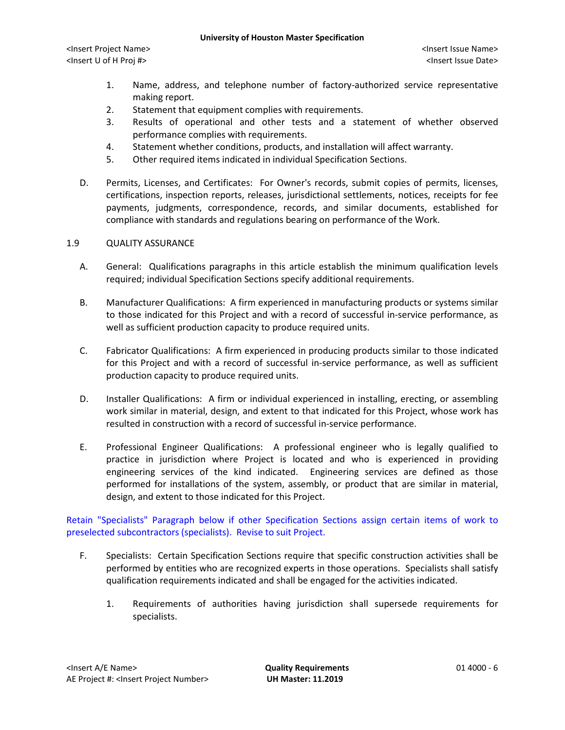1. Name, address, and telephone number of factory-authorized service representative making report.
2. Statement that equipment complies with requirements.
3. Results of operational and other tests and a statement of whether observed performance complies with requirements.
4. Statement whether conditions, products, and installation will affect warranty.
5. Other required items indicated in individual Specification Sections.

D. Permits, Licenses, and Certificates: For Owner's records, submit copies of permits, licenses, certifications, inspection reports, releases, jurisdictional settlements, notices, receipts for fee payments, judgments, correspondence, records, and similar documents, established for compliance with standards and regulations bearing on performance of the Work.

1.9 QUALITY ASSURANCE

A. General: Qualifications paragraphs in this article establish the minimum qualification levels required; individual Specification Sections specify additional requirements.

B. Manufacturer Qualifications: A firm experienced in manufacturing products or systems similar to those indicated for this Project and with a record of successful in-service performance, as well as sufficient production capacity to produce required units.

C. Fabricator Qualifications: A firm experienced in producing products similar to those indicated for this Project and with a record of successful in-service performance, as well as sufficient production capacity to produce required units.

D. Installer Qualifications: A firm or individual experienced in installing, erecting, or assembling work similar in material, design, and extent to that indicated for this Project, whose work has resulted in construction with a record of successful in-service performance.

E. Professional Engineer Qualifications: A professional engineer who is legally qualified to practice in jurisdiction where Project is located and who is experienced in providing engineering services of the kind indicated. Engineering services are defined as those performed for installations of the system, assembly, or product that are similar in material, design, and extent to those indicated for this Project.

Retain "Specialists" Paragraph below if other Specification Sections assign certain items of work to preselected subcontractors (specialists). Revise to suit Project.

F. Specialists: Certain Specification Sections require that specific construction activities shall be performed by entities who are recognized experts in those operations. Specialists shall satisfy qualification requirements indicated and shall be engaged for the activities indicated.

1. Requirements of authorities having jurisdiction shall supersede requirements for specialists.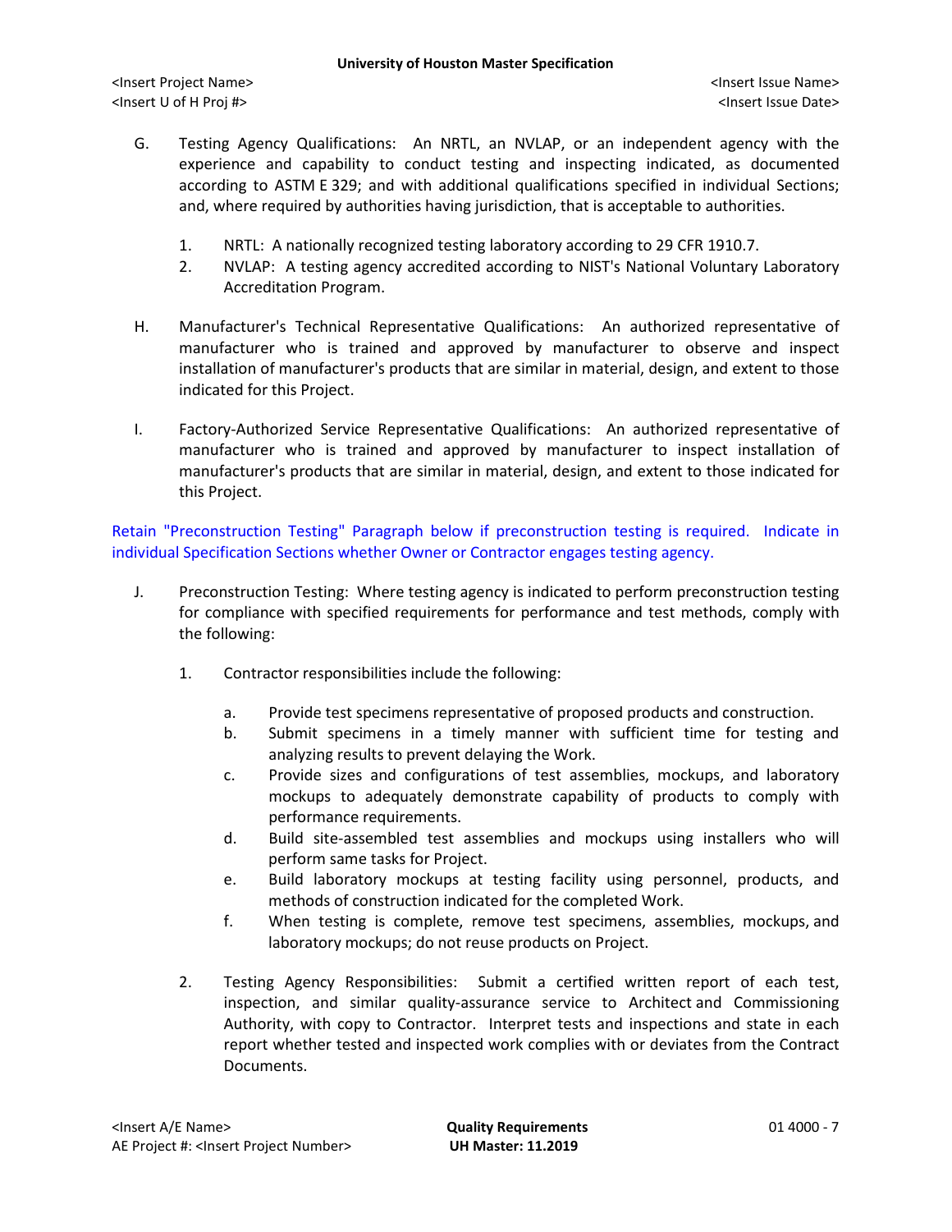G. Testing Agency Qualifications: An NRTL, an NVLAP, or an independent agency with the experience and capability to conduct testing and inspecting indicated, as documented according to ASTM E 329; and with additional qualifications specified in individual Sections; and, where required by authorities having jurisdiction, that is acceptable to authorities.

1. NRTL: A nationally recognized testing laboratory according to 29 CFR 1910.7.
2. NVLAP: A testing agency accredited according to NIST's National Voluntary Laboratory Accreditation Program.

H. Manufacturer's Technical Representative Qualifications: An authorized representative of manufacturer who is trained and approved by manufacturer to observe and inspect installation of manufacturer's products that are similar in material, design, and extent to those indicated for this Project.

I. Factory-Authorized Service Representative Qualifications: An authorized representative of manufacturer who is trained and approved by manufacturer to inspect installation of manufacturer's products that are similar in material, design, and extent to those indicated for this Project.

Retain "Preconstruction Testing" Paragraph below if preconstruction testing is required. Indicate in individual Specification Sections whether Owner or Contractor engages testing agency.

J. Preconstruction Testing: Where testing agency is indicated to perform preconstruction testing for compliance with specified requirements for performance and test methods, comply with the following:

1. Contractor responsibilities include the following:
   a. Provide test specimens representative of proposed products and construction.
   b. Submit specimens in a timely manner with sufficient time for testing and analyzing results to prevent delaying the Work.
   c. Provide sizes and configurations of test assemblies, mockups, and laboratory mockups to adequately demonstrate capability of products to comply with performance requirements.
   d. Build site-assembled test assemblies and mockups using installers who will perform same tasks for Project.
   e. Build laboratory mockups at testing facility using personnel, products, and methods of construction indicated for the completed Work.
   f. When testing is complete, remove test specimens, assemblies, mockups, and laboratory mockups; do not reuse products on Project.
2. Testing Agency Responsibilities: Submit a certified written report of each test, inspection, and similar quality-assurance service to Architect and Commissioning Authority, with copy to Contractor. Interpret tests and inspections and state in each report whether tested and inspected work complies with or deviates from the Contract Documents.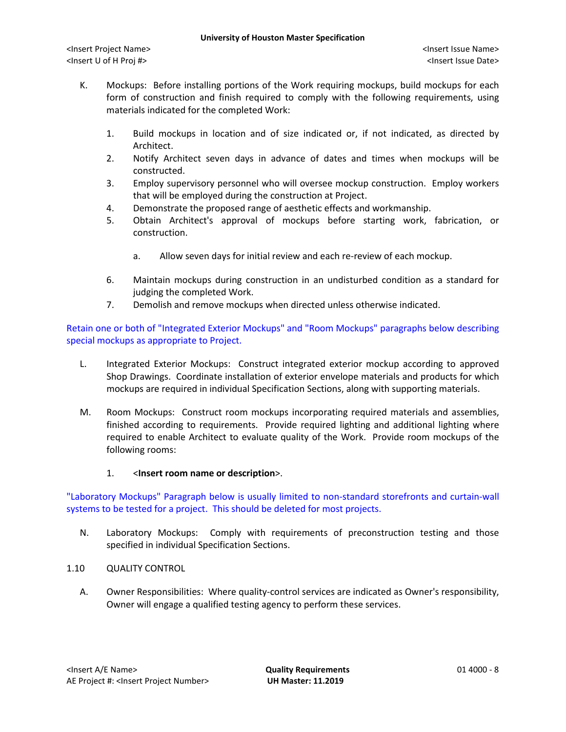K. Mockups: Before installing portions of the Work requiring mockups, build mockups for each form of construction and finish required to comply with the following requirements, using materials indicated for the completed Work:

1. Build mockups in location and of size indicated or, if not indicated, as directed by Architect.
2. Notify Architect seven days in advance of dates and times when mockups will be constructed.
3. Employ supervisory personnel who will oversee mockup construction. Employ workers that will be employed during the construction at Project.
4. Demonstrate the proposed range of aesthetic effects and workmanship.
5. Obtain Architect's approval of mockups before starting work, fabrication, or construction.

    a. Allow seven days for initial review and each re-review of each mockup.

6. Maintain mockups during construction in an undisturbed condition as a standard for judging the completed Work.
7. Demolish and remove mockups when directed unless otherwise indicated.

Retain one or both of "Integrated Exterior Mockups" and "Room Mockups" paragraphs below describing special mockups as appropriate to Project.

L. Integrated Exterior Mockups: Construct integrated exterior mockup according to approved Shop Drawings. Coordinate installation of exterior envelope materials and products for which mockups are required in individual Specification Sections, along with supporting materials.

M. Room Mockups: Construct room mockups incorporating required materials and assemblies, finished according to requirements. Provide required lighting and additional lighting where required to enable Architect to evaluate quality of the Work. Provide room mockups of the following rooms:

1. <**Insert room name or description**>.

"Laboratory Mockups" Paragraph below is usually limited to non-standard storefronts and curtain-wall systems to be tested for a project. This should be deleted for most projects.

N. Laboratory Mockups: Comply with requirements of preconstruction testing and those specified in individual Specification Sections.

## 1.10 QUALITY CONTROL

A. Owner Responsibilities: Where quality-control services are indicated as Owner's responsibility, Owner will engage a qualified testing agency to perform these services.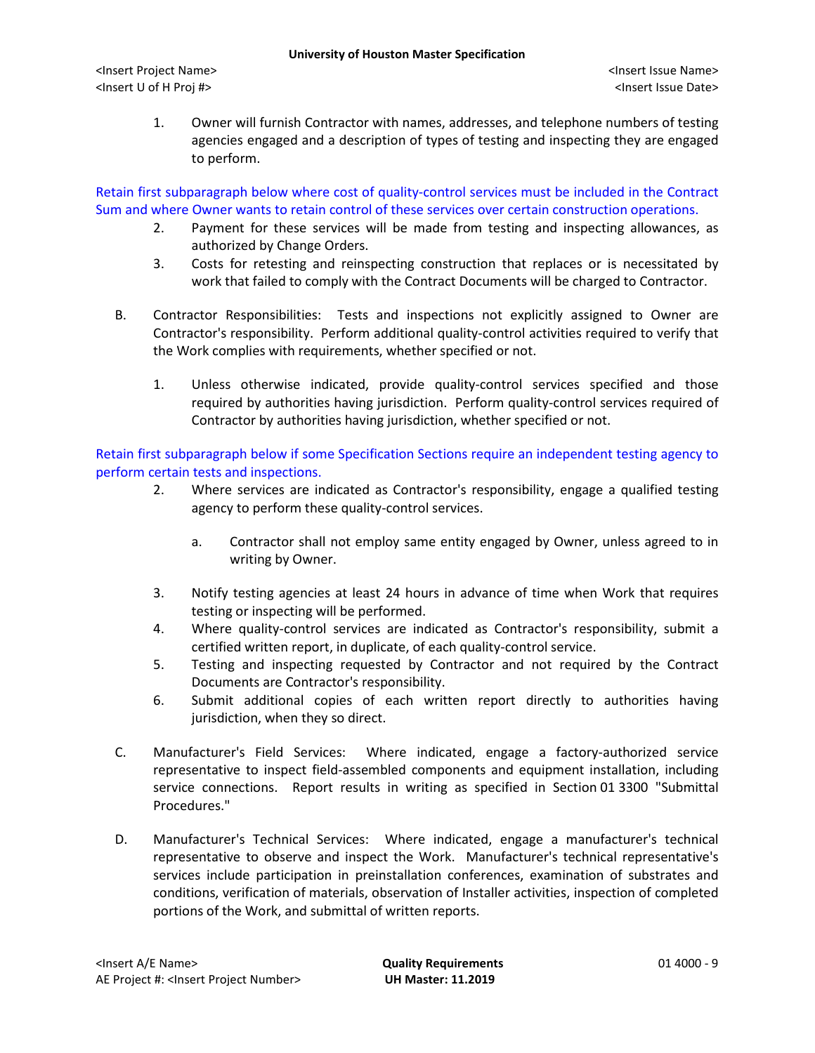1. Owner will furnish Contractor with names, addresses, and telephone numbers of testing agencies engaged and a description of types of testing and inspecting they are engaged to perform.

Retain first subparagraph below where cost of quality-control services must be included in the Contract Sum and where Owner wants to retain control of these services over certain construction operations.

2. Payment for these services will be made from testing and inspecting allowances, as authorized by Change Orders.
3. Costs for retesting and reinspecting construction that replaces or is necessitated by work that failed to comply with the Contract Documents will be charged to Contractor.

B. Contractor Responsibilities: Tests and inspections not explicitly assigned to Owner are Contractor's responsibility. Perform additional quality-control activities required to verify that the Work complies with requirements, whether specified or not.

1. Unless otherwise indicated, provide quality-control services specified and those required by authorities having jurisdiction. Perform quality-control services required of Contractor by authorities having jurisdiction, whether specified or not.

Retain first subparagraph below if some Specification Sections require an independent testing agency to perform certain tests and inspections.

2. Where services are indicated as Contractor's responsibility, engage a qualified testing agency to perform these quality-control services.
   a. Contractor shall not employ same entity engaged by Owner, unless agreed to in writing by Owner.
3. Notify testing agencies at least 24 hours in advance of time when Work that requires testing or inspecting will be performed.
4. Where quality-control services are indicated as Contractor's responsibility, submit a certified written report, in duplicate, of each quality-control service.
5. Testing and inspecting requested by Contractor and not required by the Contract Documents are Contractor's responsibility.
6. Submit additional copies of each written report directly to authorities having jurisdiction, when they so direct.

C. Manufacturer's Field Services: Where indicated, engage a factory-authorized service representative to inspect field-assembled components and equipment installation, including service connections. Report results in writing as specified in Section 01 3300 "Submittal Procedures."

D. Manufacturer's Technical Services: Where indicated, engage a manufacturer's technical representative to observe and inspect the Work. Manufacturer's technical representative's services include participation in preinstallation conferences, examination of substrates and conditions, verification of materials, observation of Installer activities, inspection of completed portions of the Work, and submittal of written reports.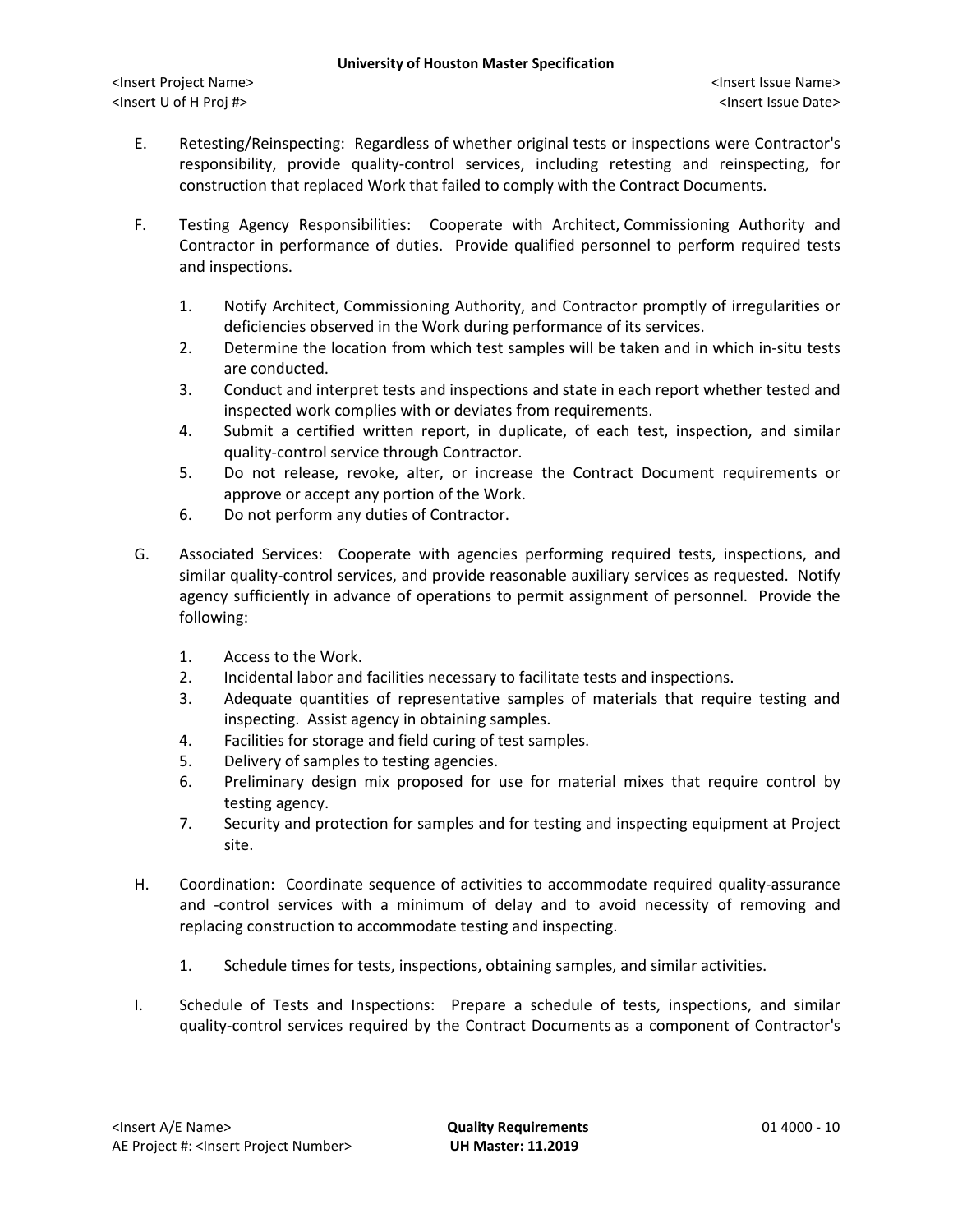E. Retesting/Reinspecting: Regardless of whether original tests or inspections were Contractor's responsibility, provide quality-control services, including retesting and reinspecting, for construction that replaced Work that failed to comply with the Contract Documents.

F. Testing Agency Responsibilities: Cooperate with Architect, Commissioning Authority and Contractor in performance of duties. Provide qualified personnel to perform required tests and inspections.

1. Notify Architect, Commissioning Authority, and Contractor promptly of irregularities or deficiencies observed in the Work during performance of its services.
2. Determine the location from which test samples will be taken and in which in-situ tests are conducted.
3. Conduct and interpret tests and inspections and state in each report whether tested and inspected work complies with or deviates from requirements.
4. Submit a certified written report, in duplicate, of each test, inspection, and similar quality-control service through Contractor.
5. Do not release, revoke, alter, or increase the Contract Document requirements or approve or accept any portion of the Work.
6. Do not perform any duties of Contractor.

G. Associated Services: Cooperate with agencies performing required tests, inspections, and similar quality-control services, and provide reasonable auxiliary services as requested. Notify agency sufficiently in advance of operations to permit assignment of personnel. Provide the following:

1. Access to the Work.
2. Incidental labor and facilities necessary to facilitate tests and inspections.
3. Adequate quantities of representative samples of materials that require testing and inspecting. Assist agency in obtaining samples.
4. Facilities for storage and field curing of test samples.
5. Delivery of samples to testing agencies.
6. Preliminary design mix proposed for use for material mixes that require control by testing agency.
7. Security and protection for samples and for testing and inspecting equipment at Project site.

H. Coordination: Coordinate sequence of activities to accommodate required quality-assurance and -control services with a minimum of delay and to avoid necessity of removing and replacing construction to accommodate testing and inspecting.

1. Schedule times for tests, inspections, obtaining samples, and similar activities.

I. Schedule of Tests and Inspections: Prepare a schedule of tests, inspections, and similar quality-control services required by the Contract Documents as a component of Contractor's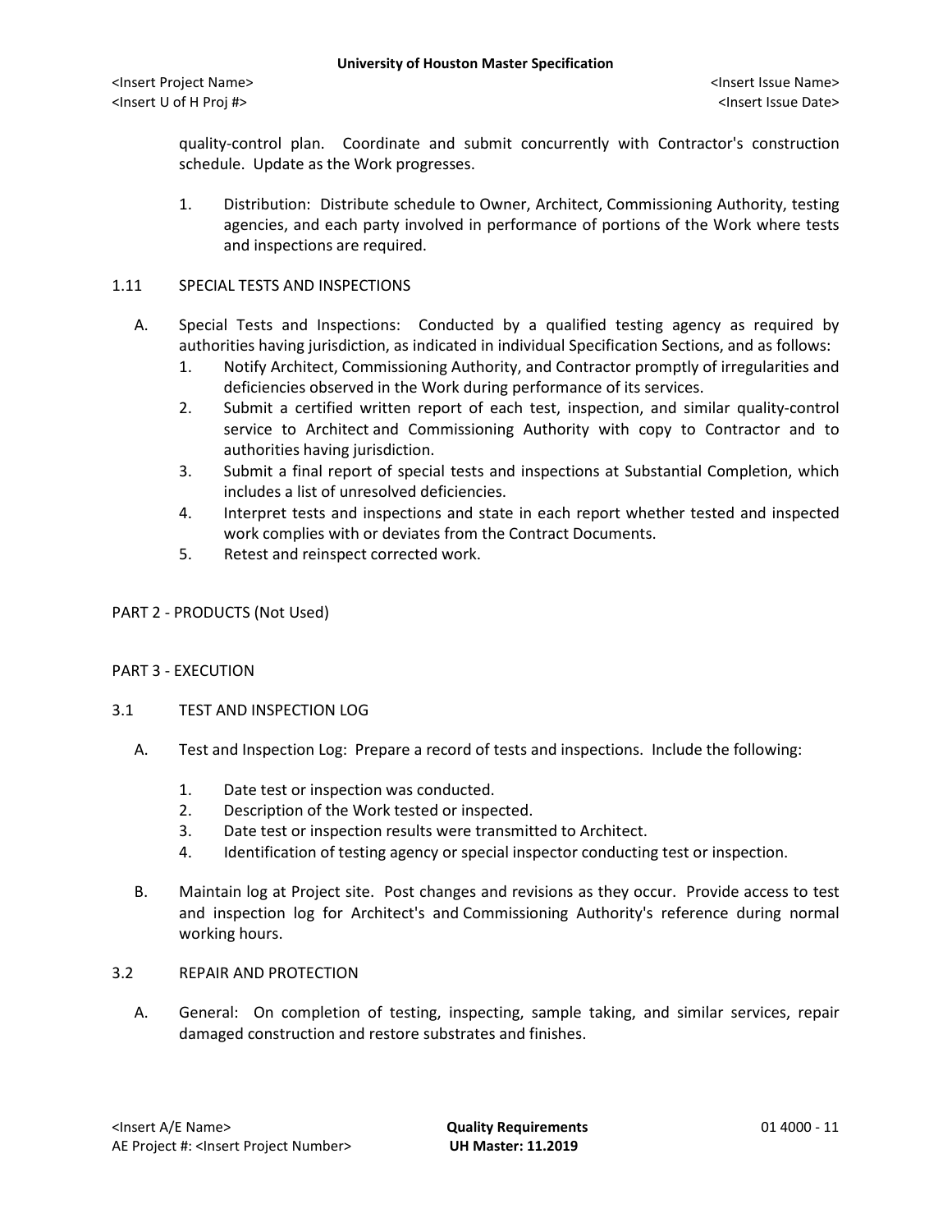quality-control plan. Coordinate and submit concurrently with Contractor's construction schedule. Update as the Work progresses.

1. Distribution: Distribute schedule to Owner, Architect, Commissioning Authority, testing agencies, and each party involved in performance of portions of the Work where tests and inspections are required.

## 1.11 SPECIAL TESTS AND INSPECTIONS

A. Special Tests and Inspections: Conducted by a qualified testing agency as required by authorities having jurisdiction, as indicated in individual Specification Sections, and as follows:
   1. Notify Architect, Commissioning Authority, and Contractor promptly of irregularities and deficiencies observed in the Work during performance of its services.
   2. Submit a certified written report of each test, inspection, and similar quality-control service to Architect and Commissioning Authority with copy to Contractor and to authorities having jurisdiction.
   3. Submit a final report of special tests and inspections at Substantial Completion, which includes a list of unresolved deficiencies.
   4. Interpret tests and inspections and state in each report whether tested and inspected work complies with or deviates from the Contract Documents.
   5. Retest and reinspect corrected work.

# PART 2 - PRODUCTS (Not Used)

# PART 3 - EXECUTION

## 3.1 TEST AND INSPECTION LOG

A. Test and Inspection Log: Prepare a record of tests and inspections. Include the following:

   1. Date test or inspection was conducted.
   2. Description of the Work tested or inspected.
   3. Date test or inspection results were transmitted to Architect.
   4. Identification of testing agency or special inspector conducting test or inspection.

B. Maintain log at Project site. Post changes and revisions as they occur. Provide access to test and inspection log for Architect's and Commissioning Authority's reference during normal working hours.

## 3.2 REPAIR AND PROTECTION

A. General: On completion of testing, inspecting, sample taking, and similar services, repair damaged construction and restore substrates and finishes.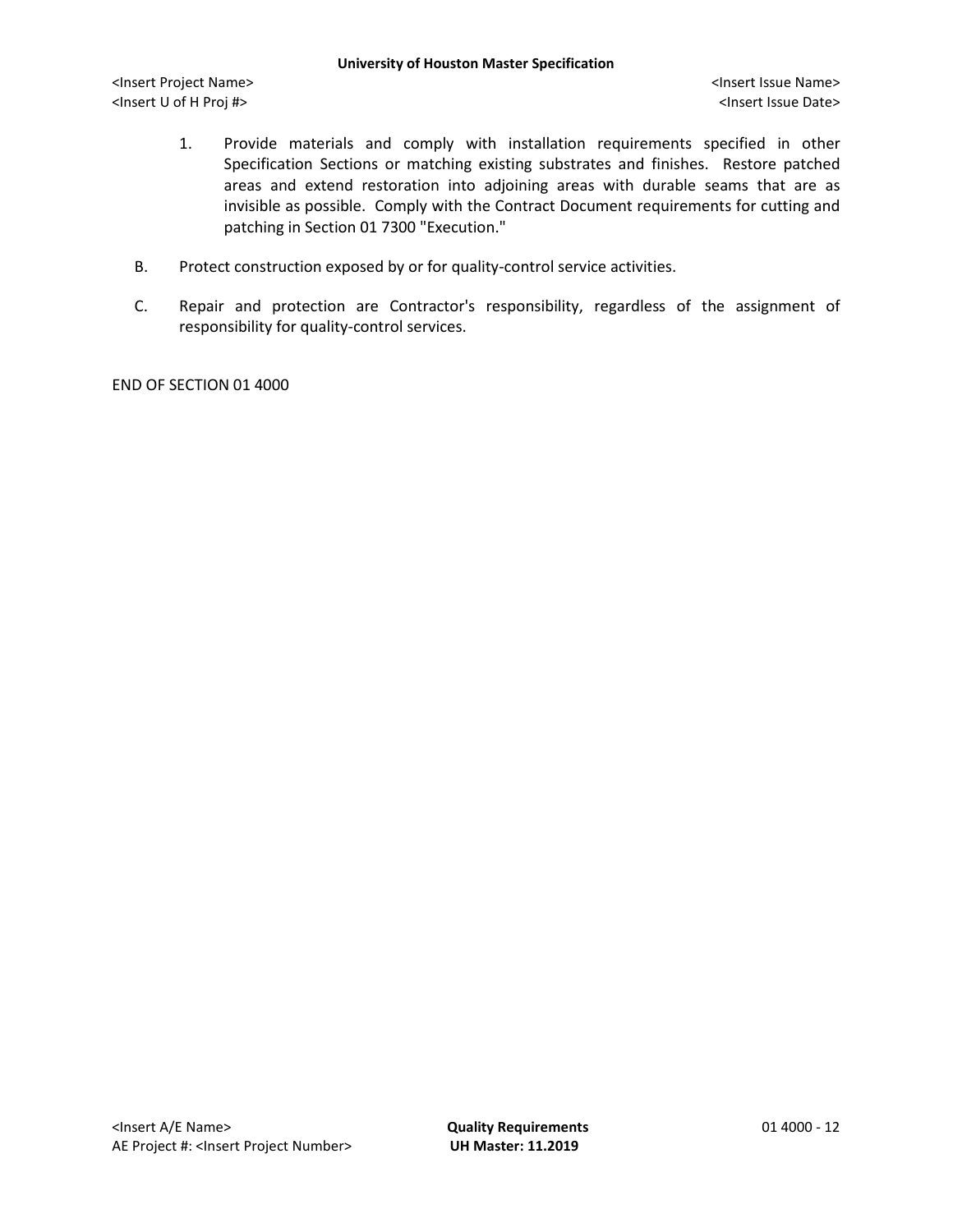1. Provide materials and comply with installation requirements specified in other Specification Sections or matching existing substrates and finishes. Restore patched areas and extend restoration into adjoining areas with durable seams that are as invisible as possible. Comply with the Contract Document requirements for cutting and patching in Section 01 7300 "Execution."

B. Protect construction exposed by or for quality-control service activities.

C. Repair and protection are Contractor's responsibility, regardless of the assignment of responsibility for quality-control services.

END OF SECTION 01 4000